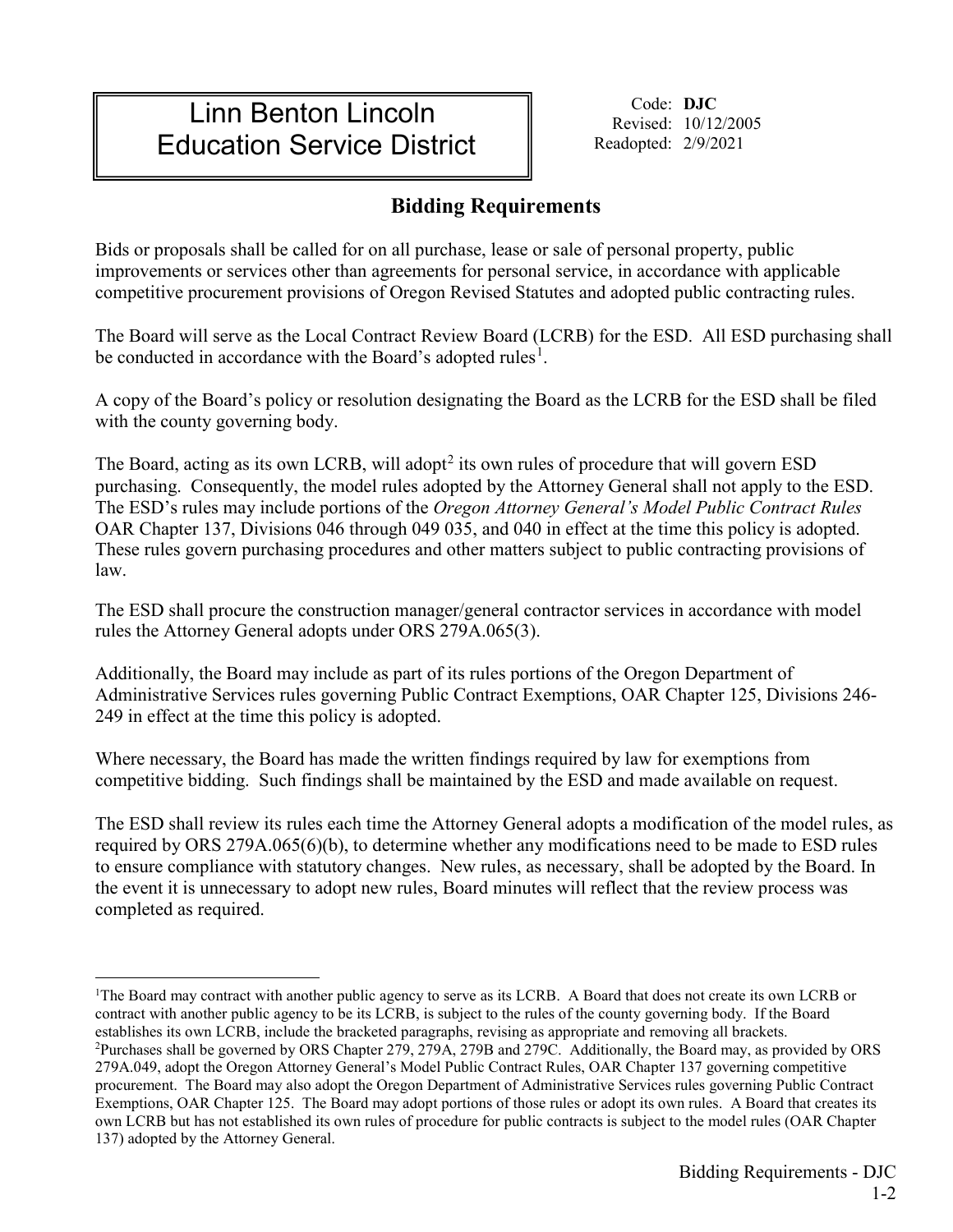# Linn Benton Lincoln Education Service District

Code: **DJC**
Revised: 10/12/2005
Readopted: 2/9/2021

## Bidding Requirements

Bids or proposals shall be called for on all purchase, lease or sale of personal property, public improvements or services other than agreements for personal service, in accordance with applicable competitive procurement provisions of Oregon Revised Statutes and adopted public contracting rules.

The Board will serve as the Local Contract Review Board (LCRB) for the ESD. All ESD purchasing shall be conducted in accordance with the Board's adopted rules[1].

A copy of the Board's policy or resolution designating the Board as the LCRB for the ESD shall be filed with the county governing body.

The Board, acting as its own LCRB, will adopt[2] its own rules of procedure that will govern ESD purchasing. Consequently, the model rules adopted by the Attorney General shall not apply to the ESD. The ESD's rules may include portions of the *Oregon Attorney General's Model Public Contract Rules* OAR Chapter 137, Divisions 046 through 049 035, and 040 in effect at the time this policy is adopted. These rules govern purchasing procedures and other matters subject to public contracting provisions of law.

The ESD shall procure the construction manager/general contractor services in accordance with model rules the Attorney General adopts under ORS 279A.065(3).

Additionally, the Board may include as part of its rules portions of the Oregon Department of Administrative Services rules governing Public Contract Exemptions, OAR Chapter 125, Divisions 246-249 in effect at the time this policy is adopted.

Where necessary, the Board has made the written findings required by law for exemptions from competitive bidding. Such findings shall be maintained by the ESD and made available on request.

The ESD shall review its rules each time the Attorney General adopts a modification of the model rules, as required by ORS 279A.065(6)(b), to determine whether any modifications need to be made to ESD rules to ensure compliance with statutory changes. New rules, as necessary, shall be adopted by the Board. In the event it is unnecessary to adopt new rules, Board minutes will reflect that the review process was completed as required.

---

[1]The Board may contract with another public agency to serve as its LCRB. A Board that does not create its own LCRB or contract with another public agency to be its LCRB, is subject to the rules of the county governing body. If the Board establishes its own LCRB, include the bracketed paragraphs, revising as appropriate and removing all brackets.

[2]Purchases shall be governed by ORS Chapter 279, 279A, 279B and 279C. Additionally, the Board may, as provided by ORS 279A.049, adopt the Oregon Attorney General's Model Public Contract Rules, OAR Chapter 137 governing competitive procurement. The Board may also adopt the Oregon Department of Administrative Services rules governing Public Contract Exemptions, OAR Chapter 125. The Board may adopt portions of those rules or adopt its own rules. A Board that creates its own LCRB but has not established its own rules of procedure for public contracts is subject to the model rules (OAR Chapter 137) adopted by the Attorney General.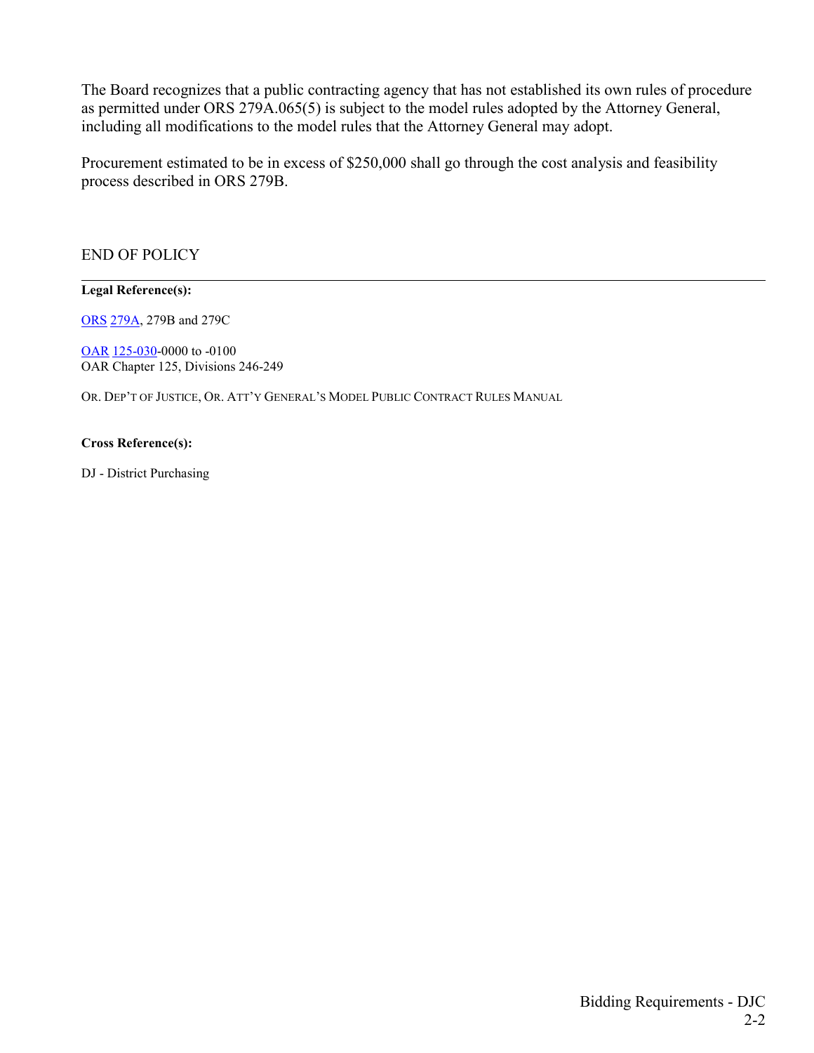The Board recognizes that a public contracting agency that has not established its own rules of procedure as permitted under ORS 279A.065(5) is subject to the model rules adopted by the Attorney General, including all modifications to the model rules that the Attorney General may adopt.

Procurement estimated to be in excess of $250,000 shall go through the cost analysis and feasibility process described in ORS 279B.

END OF POLICY

---

**Legal Reference(s):**

ORS 279A, 279B and 279C

OAR 125-030-0000 to -0100
OAR Chapter 125, Divisions 246-249

OR. DEP'T OF JUSTICE, OR. ATT'Y GENERAL'S MODEL PUBLIC CONTRACT RULES MANUAL

**Cross Reference(s):**

DJ - District Purchasing